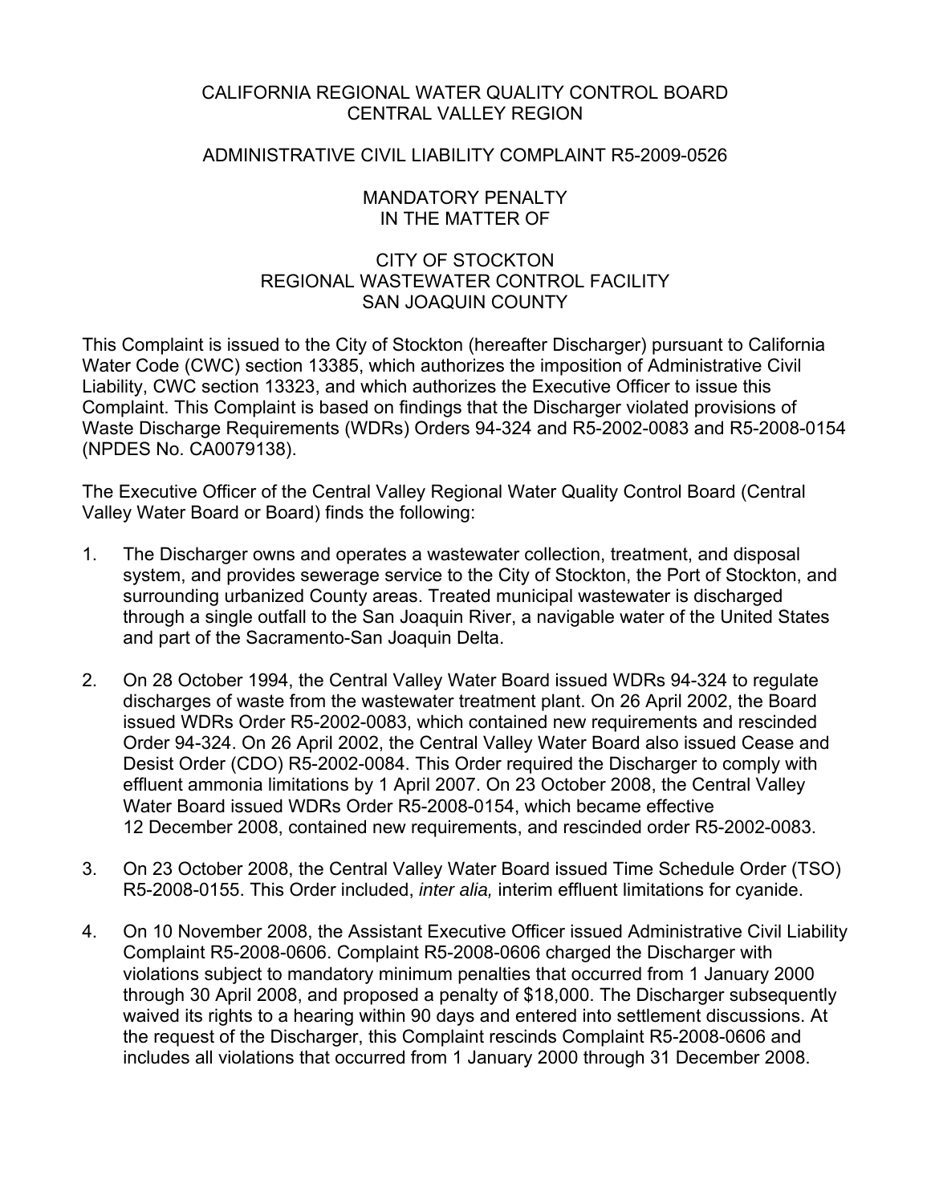CALIFORNIA REGIONAL WATER QUALITY CONTROL BOARD
CENTRAL VALLEY REGION

ADMINISTRATIVE CIVIL LIABILITY COMPLAINT R5-2009-0526

MANDATORY PENALTY
IN THE MATTER OF

CITY OF STOCKTON
REGIONAL WASTEWATER CONTROL FACILITY
SAN JOAQUIN COUNTY

This Complaint is issued to the City of Stockton (hereafter Discharger) pursuant to California Water Code (CWC) section 13385, which authorizes the imposition of Administrative Civil Liability, CWC section 13323, and which authorizes the Executive Officer to issue this Complaint. This Complaint is based on findings that the Discharger violated provisions of Waste Discharge Requirements (WDRs) Orders 94-324 and R5-2002-0083 and R5-2008-0154 (NPDES No. CA0079138).

The Executive Officer of the Central Valley Regional Water Quality Control Board (Central Valley Water Board or Board) finds the following:

1. The Discharger owns and operates a wastewater collection, treatment, and disposal system, and provides sewerage service to the City of Stockton, the Port of Stockton, and surrounding urbanized County areas. Treated municipal wastewater is discharged through a single outfall to the San Joaquin River, a navigable water of the United States and part of the Sacramento-San Joaquin Delta.

2. On 28 October 1994, the Central Valley Water Board issued WDRs 94-324 to regulate discharges of waste from the wastewater treatment plant. On 26 April 2002, the Board issued WDRs Order R5-2002-0083, which contained new requirements and rescinded Order 94-324. On 26 April 2002, the Central Valley Water Board also issued Cease and Desist Order (CDO) R5-2002-0084. This Order required the Discharger to comply with effluent ammonia limitations by 1 April 2007. On 23 October 2008, the Central Valley Water Board issued WDRs Order R5-2008-0154, which became effective 12 December 2008, contained new requirements, and rescinded order R5-2002-0083.

3. On 23 October 2008, the Central Valley Water Board issued Time Schedule Order (TSO) R5-2008-0155. This Order included, *inter alia,* interim effluent limitations for cyanide.

4. On 10 November 2008, the Assistant Executive Officer issued Administrative Civil Liability Complaint R5-2008-0606. Complaint R5-2008-0606 charged the Discharger with violations subject to mandatory minimum penalties that occurred from 1 January 2000 through 30 April 2008, and proposed a penalty of $18,000. The Discharger subsequently waived its rights to a hearing within 90 days and entered into settlement discussions. At the request of the Discharger, this Complaint rescinds Complaint R5-2008-0606 and includes all violations that occurred from 1 January 2000 through 31 December 2008.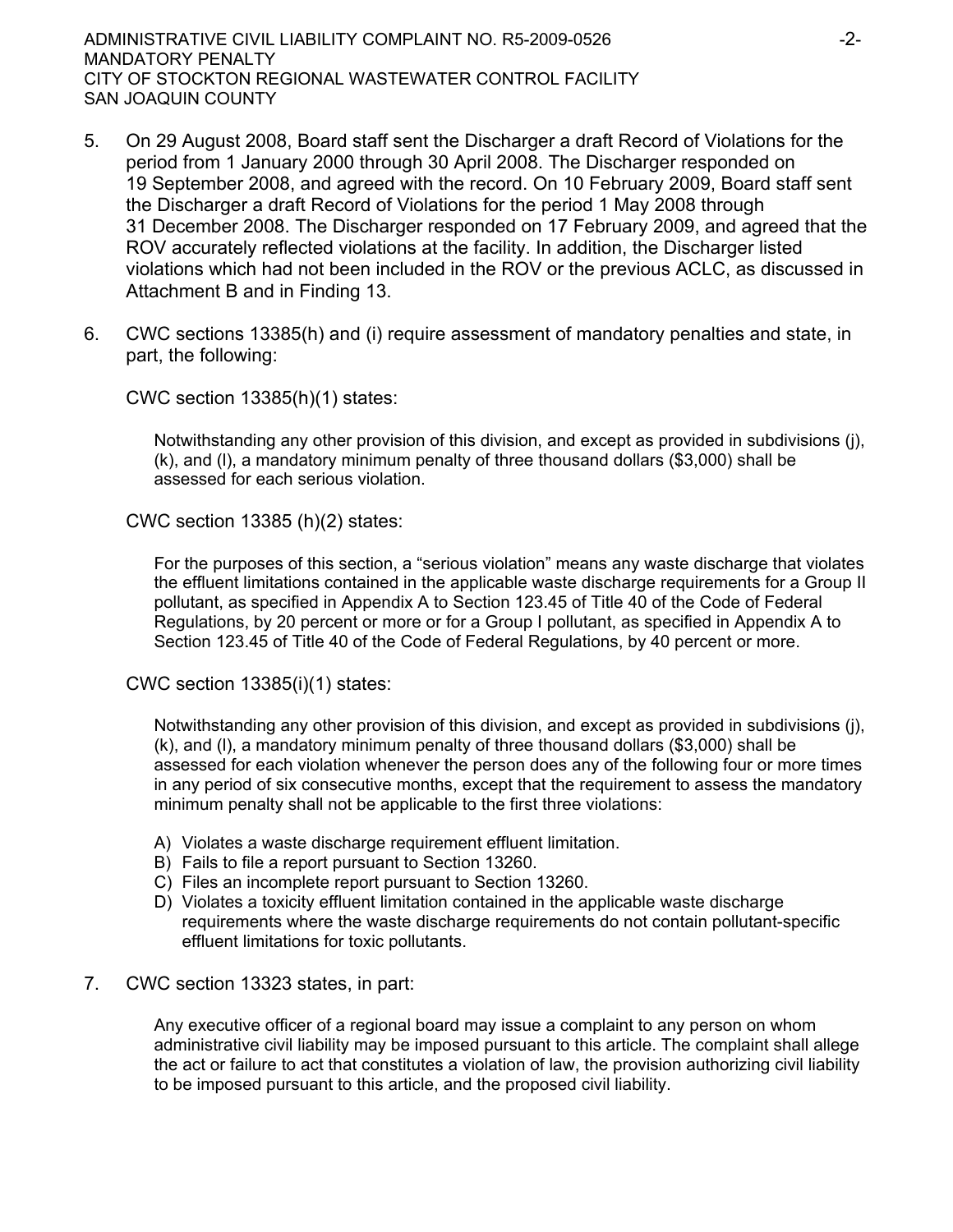5. On 29 August 2008, Board staff sent the Discharger a draft Record of Violations for the period from 1 January 2000 through 30 April 2008. The Discharger responded on 19 September 2008, and agreed with the record. On 10 February 2009, Board staff sent the Discharger a draft Record of Violations for the period 1 May 2008 through 31 December 2008. The Discharger responded on 17 February 2009, and agreed that the ROV accurately reflected violations at the facility. In addition, the Discharger listed violations which had not been included in the ROV or the previous ACLC, as discussed in Attachment B and in Finding 13.

6. CWC sections 13385(h) and (i) require assessment of mandatory penalties and state, in part, the following:

   CWC section 13385(h)(1) states:

   > Notwithstanding any other provision of this division, and except as provided in subdivisions (j), (k), and (l), a mandatory minimum penalty of three thousand dollars ($3,000) shall be assessed for each serious violation.

   CWC section 13385 (h)(2) states:

   > For the purposes of this section, a "serious violation" means any waste discharge that violates the effluent limitations contained in the applicable waste discharge requirements for a Group II pollutant, as specified in Appendix A to Section 123.45 of Title 40 of the Code of Federal Regulations, by 20 percent or more or for a Group I pollutant, as specified in Appendix A to Section 123.45 of Title 40 of the Code of Federal Regulations, by 40 percent or more.

   CWC section 13385(i)(1) states:

   > Notwithstanding any other provision of this division, and except as provided in subdivisions (j), (k), and (l), a mandatory minimum penalty of three thousand dollars ($3,000) shall be assessed for each violation whenever the person does any of the following four or more times in any period of six consecutive months, except that the requirement to assess the mandatory minimum penalty shall not be applicable to the first three violations:
   >
   > A) Violates a waste discharge requirement effluent limitation.
   > B) Fails to file a report pursuant to Section 13260.
   > C) Files an incomplete report pursuant to Section 13260.
   > D) Violates a toxicity effluent limitation contained in the applicable waste discharge requirements where the waste discharge requirements do not contain pollutant-specific effluent limitations for toxic pollutants.

7. CWC section 13323 states, in part:

   > Any executive officer of a regional board may issue a complaint to any person on whom administrative civil liability may be imposed pursuant to this article. The complaint shall allege the act or failure to act that constitutes a violation of law, the provision authorizing civil liability to be imposed pursuant to this article, and the proposed civil liability.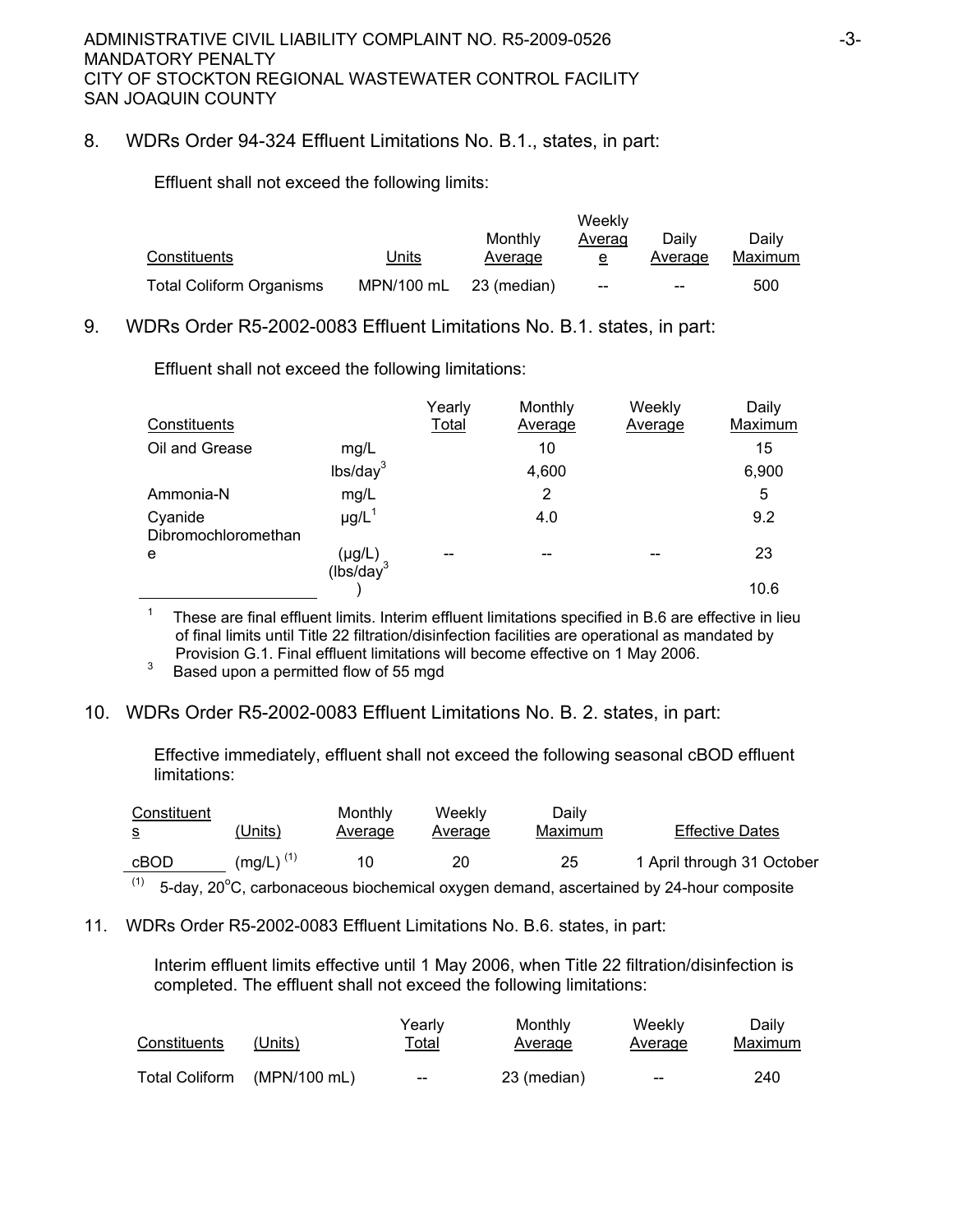8. WDRs Order 94-324 Effluent Limitations No. B.1., states, in part:

Effluent shall not exceed the following limits:

| Constituents | Units | Monthly Average | Weekly Average | Daily Average | Daily Maximum |
|---|---|---|---|---|---|
| Total Coliform Organisms | MPN/100 mL | 23 (median) | -- | -- | 500 |

9. WDRs Order R5-2002-0083 Effluent Limitations No. B.1. states, in part:

Effluent shall not exceed the following limitations:

| Constituents | | Yearly Total | Monthly Average | Weekly Average | Daily Maximum |
|---|---|---|---|---|---|
| Oil and Grease | mg/L | | 10 | | 15 |
| | lbs/day[3] | | 4,600 | | 6,900 |
| Ammonia-N | mg/L | | 2 | | 5 |
| Cyanide | µg/L[1] | | 4.0 | | 9.2 |
| Dibromochloromethane | (µg/L) | -- | -- | -- | 23 |
| | (lbs/day[3]) | | | | 10.6 |

[1] These are final effluent limits. Interim effluent limitations specified in B.6 are effective in lieu of final limits until Title 22 filtration/disinfection facilities are operational as mandated by Provision G.1. Final effluent limitations will become effective on 1 May 2006.

[3] Based upon a permitted flow of 55 mgd

10. WDRs Order R5-2002-0083 Effluent Limitations No. B. 2. states, in part:

Effective immediately, effluent shall not exceed the following seasonal cBOD effluent limitations:

| Constituents | (Units) | Monthly Average | Weekly Average | Daily Maximum | Effective Dates |
|---|---|---|---|---|---|
| cBOD | (mg/L) [(1)] | 10 | 20 | 25 | 1 April through 31 October |

(1) 5-day, 20°C, carbonaceous biochemical oxygen demand, ascertained by 24-hour composite

11. WDRs Order R5-2002-0083 Effluent Limitations No. B.6. states, in part:

Interim effluent limits effective until 1 May 2006, when Title 22 filtration/disinfection is completed. The effluent shall not exceed the following limitations:

| Constituents | (Units) | Yearly Total | Monthly Average | Weekly Average | Daily Maximum |
|---|---|---|---|---|---|
| Total Coliform | (MPN/100 mL) | -- | 23 (median) | -- | 240 |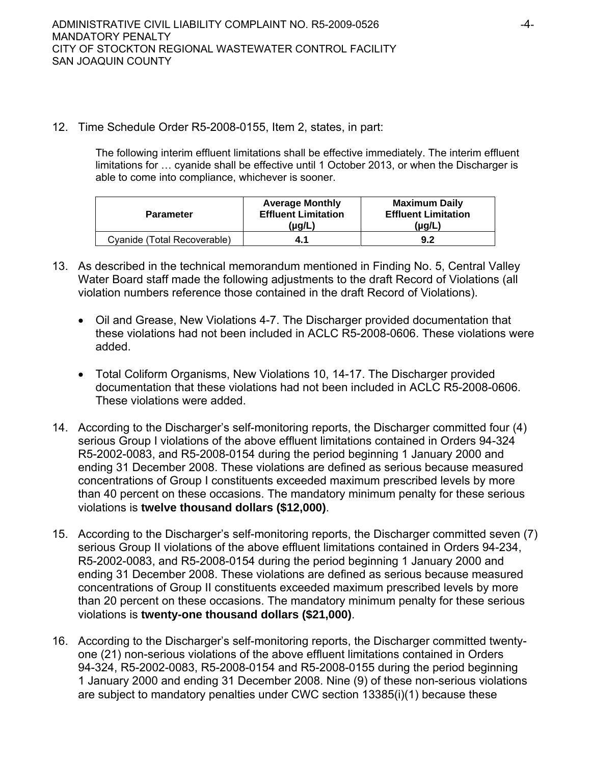12. Time Schedule Order R5-2008-0155, Item 2, states, in part:

    The following interim effluent limitations shall be effective immediately. The interim effluent limitations for … cyanide shall be effective until 1 October 2013, or when the Discharger is able to come into compliance, whichever is sooner.

| Parameter | Average Monthly Effluent Limitation (µg/L) | Maximum Daily Effluent Limitation (µg/L) |
|---|---|---|
| Cyanide (Total Recoverable) | **4.1** | **9.2** |

13. As described in the technical memorandum mentioned in Finding No. 5, Central Valley Water Board staff made the following adjustments to the draft Record of Violations (all violation numbers reference those contained in the draft Record of Violations).

    - Oil and Grease, New Violations 4-7. The Discharger provided documentation that these violations had not been included in ACLC R5-2008-0606. These violations were added.

    - Total Coliform Organisms, New Violations 10, 14-17. The Discharger provided documentation that these violations had not been included in ACLC R5-2008-0606. These violations were added.

14. According to the Discharger's self-monitoring reports, the Discharger committed four (4) serious Group I violations of the above effluent limitations contained in Orders 94-324 R5-2002-0083, and R5-2008-0154 during the period beginning 1 January 2000 and ending 31 December 2008. These violations are defined as serious because measured concentrations of Group I constituents exceeded maximum prescribed levels by more than 40 percent on these occasions. The mandatory minimum penalty for these serious violations is **twelve thousand dollars ($12,000)**.

15. According to the Discharger's self-monitoring reports, the Discharger committed seven (7) serious Group II violations of the above effluent limitations contained in Orders 94-234, R5-2002-0083, and R5-2008-0154 during the period beginning 1 January 2000 and ending 31 December 2008. These violations are defined as serious because measured concentrations of Group II constituents exceeded maximum prescribed levels by more than 20 percent on these occasions. The mandatory minimum penalty for these serious violations is **twenty-one thousand dollars ($21,000)**.

16. According to the Discharger's self-monitoring reports, the Discharger committed twenty-one (21) non-serious violations of the above effluent limitations contained in Orders 94-324, R5-2002-0083, R5-2008-0154 and R5-2008-0155 during the period beginning 1 January 2000 and ending 31 December 2008. Nine (9) of these non-serious violations are subject to mandatory penalties under CWC section 13385(i)(1) because these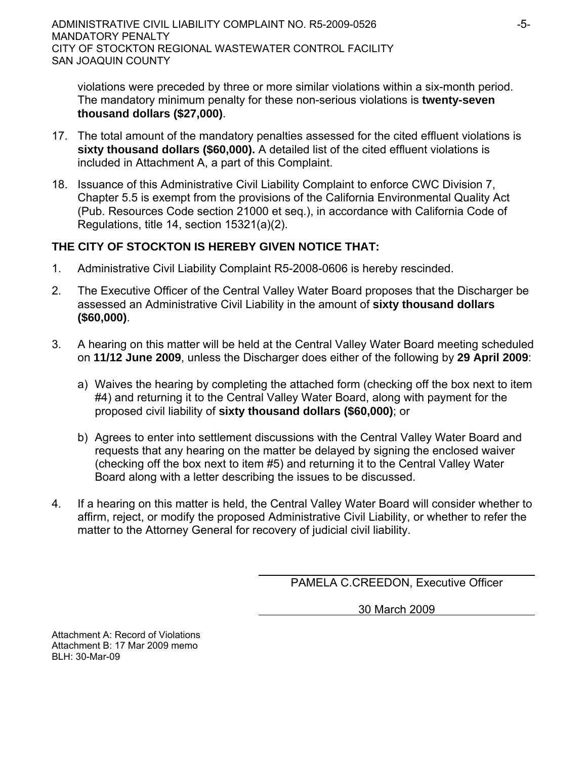violations were preceded by three or more similar violations within a six-month period. The mandatory minimum penalty for these non-serious violations is **twenty-seven thousand dollars ($27,000)**.

17. The total amount of the mandatory penalties assessed for the cited effluent violations is **sixty thousand dollars ($60,000).** A detailed list of the cited effluent violations is included in Attachment A, a part of this Complaint.

18. Issuance of this Administrative Civil Liability Complaint to enforce CWC Division 7, Chapter 5.5 is exempt from the provisions of the California Environmental Quality Act (Pub. Resources Code section 21000 et seq.), in accordance with California Code of Regulations, title 14, section 15321(a)(2).

**THE CITY OF STOCKTON IS HEREBY GIVEN NOTICE THAT:**

1. Administrative Civil Liability Complaint R5-2008-0606 is hereby rescinded.

2. The Executive Officer of the Central Valley Water Board proposes that the Discharger be assessed an Administrative Civil Liability in the amount of **sixty thousand dollars ($60,000)**.

3. A hearing on this matter will be held at the Central Valley Water Board meeting scheduled on **11/12 June 2009**, unless the Discharger does either of the following by **29 April 2009**:

   a) Waives the hearing by completing the attached form (checking off the box next to item #4) and returning it to the Central Valley Water Board, along with payment for the proposed civil liability of **sixty thousand dollars ($60,000)**; or

   b) Agrees to enter into settlement discussions with the Central Valley Water Board and requests that any hearing on the matter be delayed by signing the enclosed waiver (checking off the box next to item #5) and returning it to the Central Valley Water Board along with a letter describing the issues to be discussed.

4. If a hearing on this matter is held, the Central Valley Water Board will consider whether to affirm, reject, or modify the proposed Administrative Civil Liability, or whether to refer the matter to the Attorney General for recovery of judicial civil liability.

PAMELA C.CREEDON, Executive Officer

30 March 2009

Attachment A: Record of Violations
Attachment B: 17 Mar 2009 memo
BLH: 30-Mar-09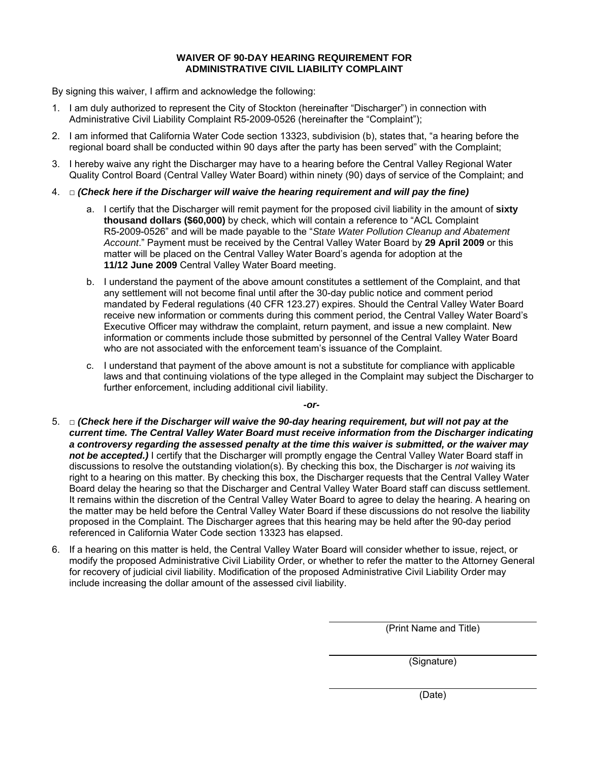**WAIVER OF 90-DAY HEARING REQUIREMENT FOR ADMINISTRATIVE CIVIL LIABILITY COMPLAINT**

By signing this waiver, I affirm and acknowledge the following:

1. I am duly authorized to represent the City of Stockton (hereinafter "Discharger") in connection with Administrative Civil Liability Complaint R5-2009-0526 (hereinafter the "Complaint");

2. I am informed that California Water Code section 13323, subdivision (b), states that, "a hearing before the regional board shall be conducted within 90 days after the party has been served" with the Complaint;

3. I hereby waive any right the Discharger may have to a hearing before the Central Valley Regional Water Quality Control Board (Central Valley Water Board) within ninety (90) days of service of the Complaint; and

4. □ ***(Check here if the Discharger will waive the hearing requirement and will pay the fine)***

   a. I certify that the Discharger will remit payment for the proposed civil liability in the amount of **sixty thousand dollars ($60,000)** by check, which will contain a reference to "ACL Complaint R5-2009-0526" and will be made payable to the "*State Water Pollution Cleanup and Abatement Account*." Payment must be received by the Central Valley Water Board by **29 April 2009** or this matter will be placed on the Central Valley Water Board's agenda for adoption at the **11/12 June 2009** Central Valley Water Board meeting.

   b. I understand the payment of the above amount constitutes a settlement of the Complaint, and that any settlement will not become final until after the 30-day public notice and comment period mandated by Federal regulations (40 CFR 123.27) expires. Should the Central Valley Water Board receive new information or comments during this comment period, the Central Valley Water Board's Executive Officer may withdraw the complaint, return payment, and issue a new complaint. New information or comments include those submitted by personnel of the Central Valley Water Board who are not associated with the enforcement team's issuance of the Complaint.

   c. I understand that payment of the above amount is not a substitute for compliance with applicable laws and that continuing violations of the type alleged in the Complaint may subject the Discharger to further enforcement, including additional civil liability.

***-or-***

5. □ ***(Check here if the Discharger will waive the 90-day hearing requirement, but will not pay at the current time. The Central Valley Water Board must receive information from the Discharger indicating a controversy regarding the assessed penalty at the time this waiver is submitted, or the waiver may not be accepted.)*** I certify that the Discharger will promptly engage the Central Valley Water Board staff in discussions to resolve the outstanding violation(s). By checking this box, the Discharger is *not* waiving its right to a hearing on this matter. By checking this box, the Discharger requests that the Central Valley Water Board delay the hearing so that the Discharger and Central Valley Water Board staff can discuss settlement. It remains within the discretion of the Central Valley Water Board to agree to delay the hearing. A hearing on the matter may be held before the Central Valley Water Board if these discussions do not resolve the liability proposed in the Complaint. The Discharger agrees that this hearing may be held after the 90-day period referenced in California Water Code section 13323 has elapsed.

6. If a hearing on this matter is held, the Central Valley Water Board will consider whether to issue, reject, or modify the proposed Administrative Civil Liability Order, or whether to refer the matter to the Attorney General for recovery of judicial civil liability. Modification of the proposed Administrative Civil Liability Order may include increasing the dollar amount of the assessed civil liability.

\_\_\_\_\_\_\_\_\_\_\_\_\_\_\_\_\_\_\_\_\_\_\_\_\_\_\_\_\_\_\_\_
(Print Name and Title)

\_\_\_\_\_\_\_\_\_\_\_\_\_\_\_\_\_\_\_\_\_\_\_\_\_\_\_\_\_\_\_\_
(Signature)

\_\_\_\_\_\_\_\_\_\_\_\_\_\_\_\_\_\_\_\_\_\_\_\_\_\_\_\_\_\_\_\_
(Date)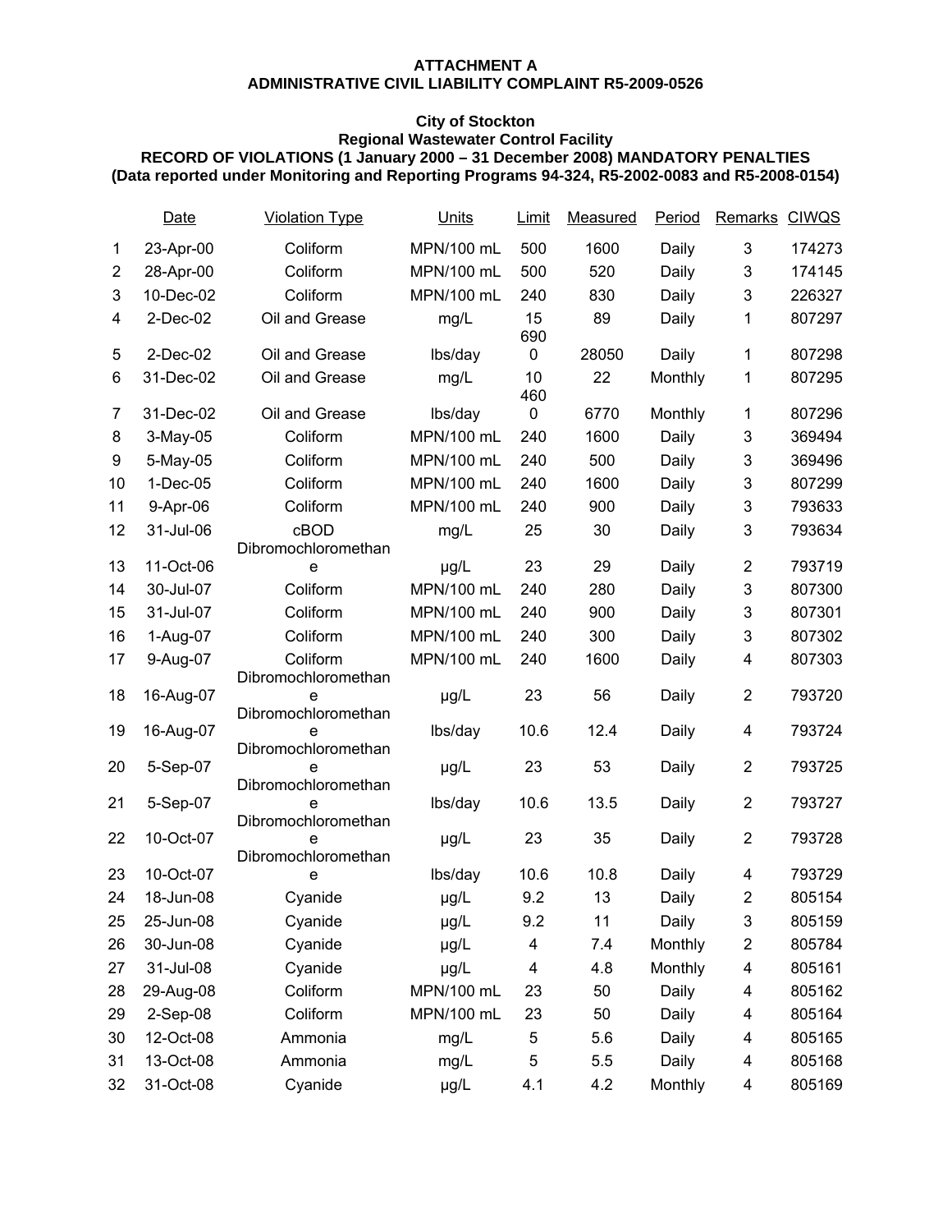**ATTACHMENT A**
**ADMINISTRATIVE CIVIL LIABILITY COMPLAINT R5-2009-0526**

**City of Stockton**
**Regional Wastewater Control Facility**
**RECORD OF VIOLATIONS (1 January 2000 – 31 December 2008) MANDATORY PENALTIES**
**(Data reported under Monitoring and Reporting Programs 94-324, R5-2002-0083 and R5-2008-0154)**

| | Date | Violation Type | Units | Limit | Measured | Period | Remarks | CIWQS |
|---|---|---|---|---|---|---|---|---|
| 1 | 23-Apr-00 | Coliform | MPN/100 mL | 500 | 1600 | Daily | 3 | 174273 |
| 2 | 28-Apr-00 | Coliform | MPN/100 mL | 500 | 520 | Daily | 3 | 174145 |
| 3 | 10-Dec-02 | Coliform | MPN/100 mL | 240 | 830 | Daily | 3 | 226327 |
| 4 | 2-Dec-02 | Oil and Grease | mg/L | 15 | 89 | Daily | 1 | 807297 |
| 5 | 2-Dec-02 | Oil and Grease | lbs/day | 6900 | 28050 | Daily | 1 | 807298 |
| 6 | 31-Dec-02 | Oil and Grease | mg/L | 10 | 22 | Monthly | 1 | 807295 |
| 7 | 31-Dec-02 | Oil and Grease | lbs/day | 4600 | 6770 | Monthly | 1 | 807296 |
| 8 | 3-May-05 | Coliform | MPN/100 mL | 240 | 1600 | Daily | 3 | 369494 |
| 9 | 5-May-05 | Coliform | MPN/100 mL | 240 | 500 | Daily | 3 | 369496 |
| 10 | 1-Dec-05 | Coliform | MPN/100 mL | 240 | 1600 | Daily | 3 | 807299 |
| 11 | 9-Apr-06 | Coliform | MPN/100 mL | 240 | 900 | Daily | 3 | 793633 |
| 12 | 31-Jul-06 | cBOD | mg/L | 25 | 30 | Daily | 3 | 793634 |
| 13 | 11-Oct-06 | Dibromochloromethane | µg/L | 23 | 29 | Daily | 2 | 793719 |
| 14 | 30-Jul-07 | Coliform | MPN/100 mL | 240 | 280 | Daily | 3 | 807300 |
| 15 | 31-Jul-07 | Coliform | MPN/100 mL | 240 | 900 | Daily | 3 | 807301 |
| 16 | 1-Aug-07 | Coliform | MPN/100 mL | 240 | 300 | Daily | 3 | 807302 |
| 17 | 9-Aug-07 | Coliform | MPN/100 mL | 240 | 1600 | Daily | 4 | 807303 |
| 18 | 16-Aug-07 | Dibromochloromethane | µg/L | 23 | 56 | Daily | 2 | 793720 |
| 19 | 16-Aug-07 | Dibromochloromethane | lbs/day | 10.6 | 12.4 | Daily | 4 | 793724 |
| 20 | 5-Sep-07 | Dibromochloromethane | µg/L | 23 | 53 | Daily | 2 | 793725 |
| 21 | 5-Sep-07 | Dibromochloromethane | lbs/day | 10.6 | 13.5 | Daily | 2 | 793727 |
| 22 | 10-Oct-07 | Dibromochloromethane | µg/L | 23 | 35 | Daily | 2 | 793728 |
| 23 | 10-Oct-07 | Dibromochloromethane | lbs/day | 10.6 | 10.8 | Daily | 4 | 793729 |
| 24 | 18-Jun-08 | Cyanide | µg/L | 9.2 | 13 | Daily | 2 | 805154 |
| 25 | 25-Jun-08 | Cyanide | µg/L | 9.2 | 11 | Daily | 3 | 805159 |
| 26 | 30-Jun-08 | Cyanide | µg/L | 4 | 7.4 | Monthly | 2 | 805784 |
| 27 | 31-Jul-08 | Cyanide | µg/L | 4 | 4.8 | Monthly | 4 | 805161 |
| 28 | 29-Aug-08 | Coliform | MPN/100 mL | 23 | 50 | Daily | 4 | 805162 |
| 29 | 2-Sep-08 | Coliform | MPN/100 mL | 23 | 50 | Daily | 4 | 805164 |
| 30 | 12-Oct-08 | Ammonia | mg/L | 5 | 5.6 | Daily | 4 | 805165 |
| 31 | 13-Oct-08 | Ammonia | mg/L | 5 | 5.5 | Daily | 4 | 805168 |
| 32 | 31-Oct-08 | Cyanide | µg/L | 4.1 | 4.2 | Monthly | 4 | 805169 |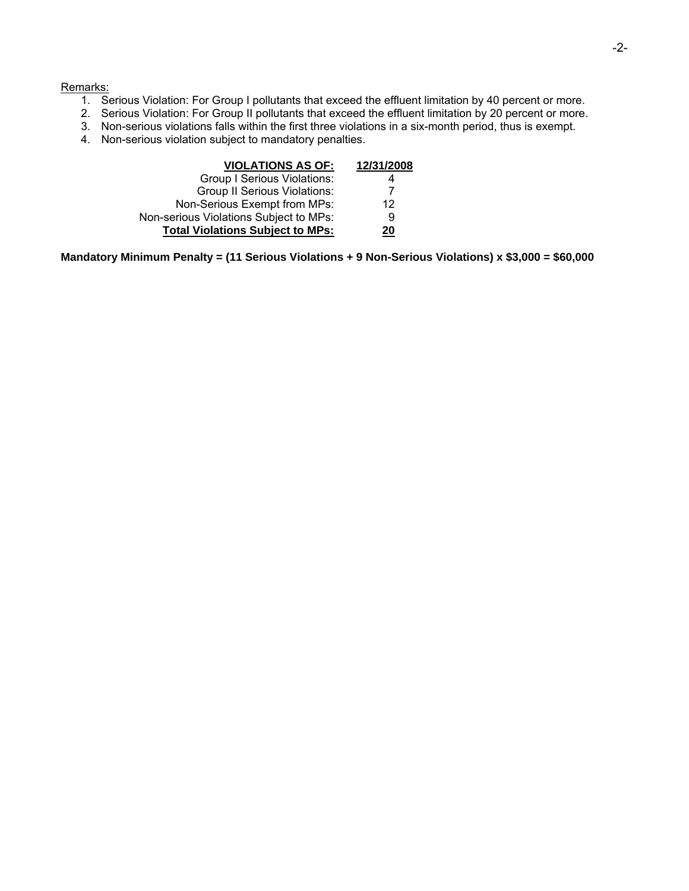Remarks:

1. Serious Violation: For Group I pollutants that exceed the effluent limitation by 40 percent or more.
2. Serious Violation: For Group II pollutants that exceed the effluent limitation by 20 percent or more.
3. Non-serious violations falls within the first three violations in a six-month period, thus is exempt.
4. Non-serious violation subject to mandatory penalties.

| **VIOLATIONS AS OF:** | **12/31/2008** |
|---:|---:|
| Group I Serious Violations: | 4 |
| Group II Serious Violations: | 7 |
| Non-Serious Exempt from MPs: | 12 |
| Non-serious Violations Subject to MPs: | 9 |
| **Total Violations Subject to MPs:** | **20** |

**Mandatory Minimum Penalty = (11 Serious Violations + 9 Non-Serious Violations) x $3,000 = $60,000**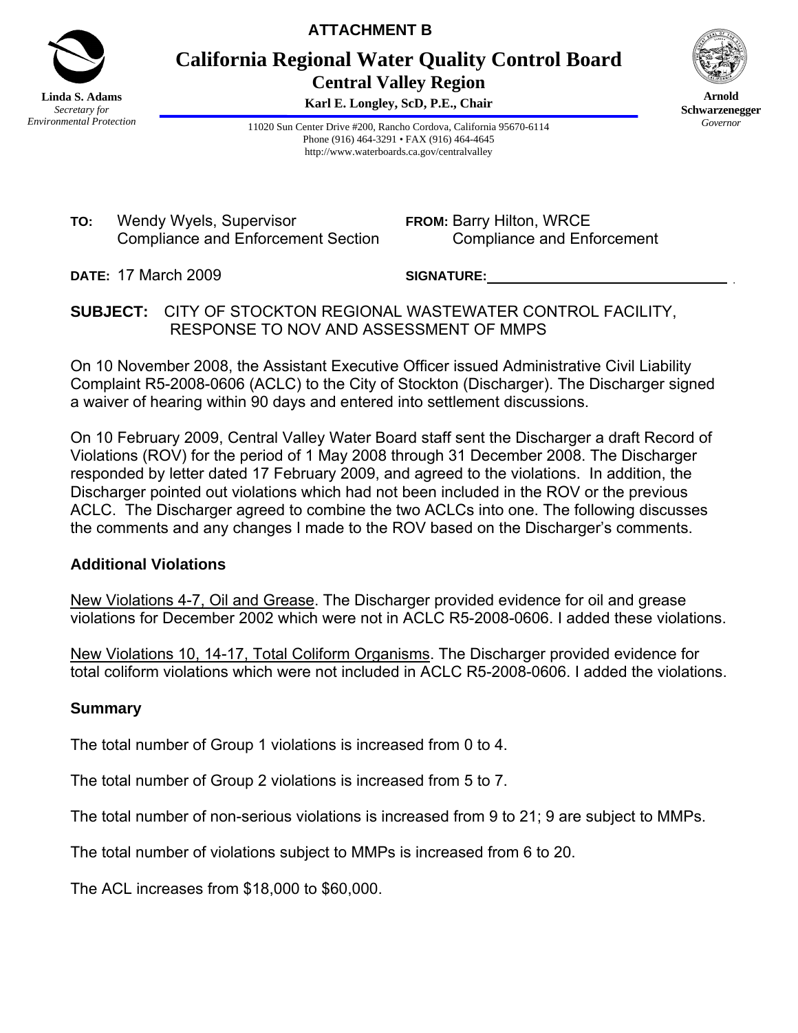**ATTACHMENT B**

# California Regional Water Quality Control Board
## Central Valley Region

**Karl E. Longley, ScD, P.E., Chair**

**Linda S. Adams**
*Secretary for Environmental Protection*

**Arnold Schwarzenegger**
*Governor*

11020 Sun Center Drive #200, Rancho Cordova, California 95670-6114
Phone (916) 464-3291 • FAX (916) 464-4645
http://www.waterboards.ca.gov/centralvalley

**TO:** Wendy Wyels, Supervisor
Compliance and Enforcement Section

**FROM:** Barry Hilton, WRCE
Compliance and Enforcement

**DATE:** 17 March 2009

**SIGNATURE:**\_\_\_\_\_\_\_\_\_\_\_\_\_\_\_\_\_\_\_\_\_\_\_\_\_\_\_\_

**SUBJECT:** CITY OF STOCKTON REGIONAL WASTEWATER CONTROL FACILITY, RESPONSE TO NOV AND ASSESSMENT OF MMPS

On 10 November 2008, the Assistant Executive Officer issued Administrative Civil Liability Complaint R5-2008-0606 (ACLC) to the City of Stockton (Discharger). The Discharger signed a waiver of hearing within 90 days and entered into settlement discussions.

On 10 February 2009, Central Valley Water Board staff sent the Discharger a draft Record of Violations (ROV) for the period of 1 May 2008 through 31 December 2008. The Discharger responded by letter dated 17 February 2009, and agreed to the violations. In addition, the Discharger pointed out violations which had not been included in the ROV or the previous ACLC. The Discharger agreed to combine the two ACLCs into one. The following discusses the comments and any changes I made to the ROV based on the Discharger's comments.

### Additional Violations

New Violations 4-7, Oil and Grease. The Discharger provided evidence for oil and grease violations for December 2002 which were not in ACLC R5-2008-0606. I added these violations.

New Violations 10, 14-17, Total Coliform Organisms. The Discharger provided evidence for total coliform violations which were not included in ACLC R5-2008-0606. I added the violations.

### Summary

The total number of Group 1 violations is increased from 0 to 4.

The total number of Group 2 violations is increased from 5 to 7.

The total number of non-serious violations is increased from 9 to 21; 9 are subject to MMPs.

The total number of violations subject to MMPs is increased from 6 to 20.

The ACL increases from $18,000 to $60,000.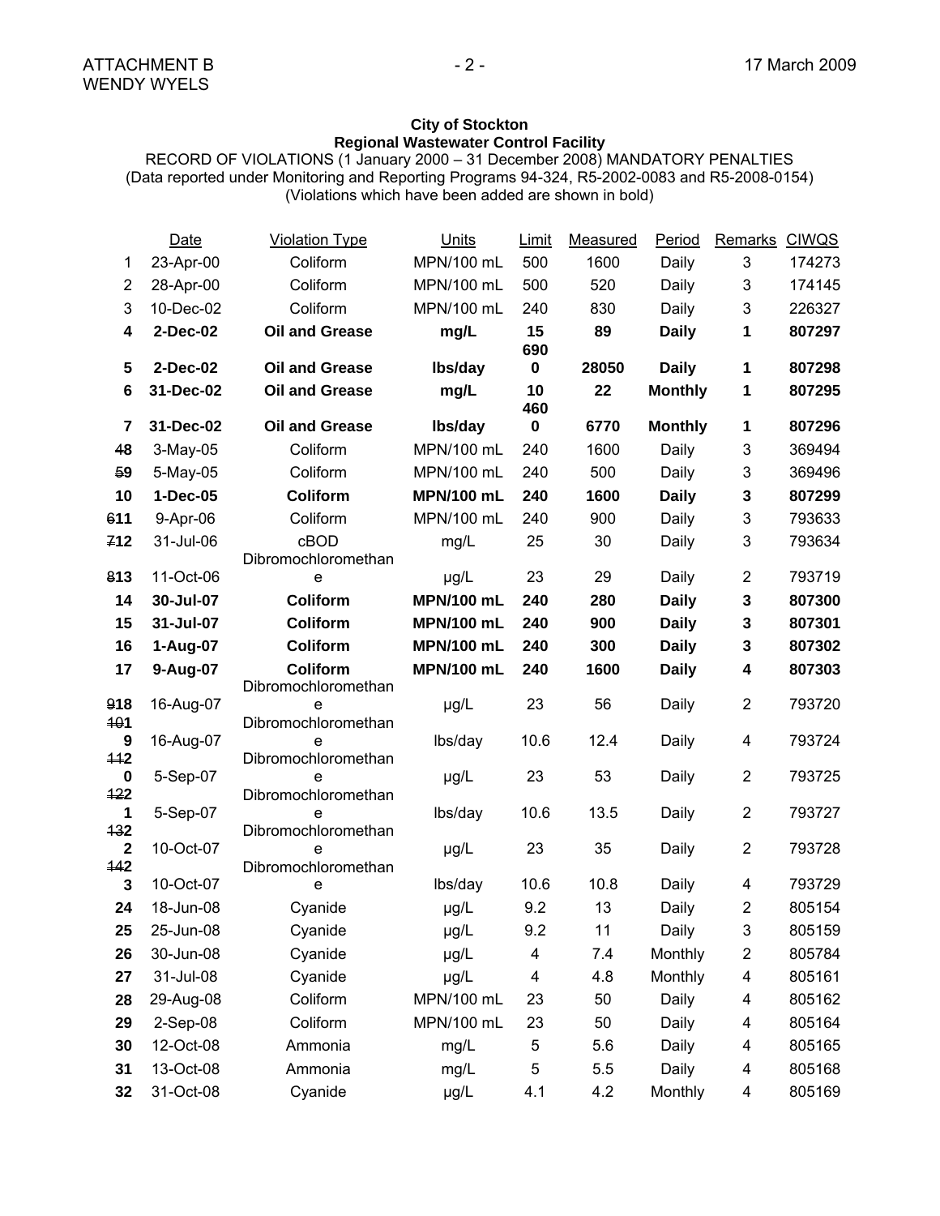**City of Stockton**
**Regional Wastewater Control Facility**
RECORD OF VIOLATIONS (1 January 2000 – 31 December 2008) MANDATORY PENALTIES
(Data reported under Monitoring and Reporting Programs 94-324, R5-2002-0083 and R5-2008-0154)
(Violations which have been added are shown in bold)

| | Date | Violation Type | Units | Limit | Measured | Period | Remarks | CIWQS |
|---|---|---|---|---|---|---|---|---|
| 1 | 23-Apr-00 | Coliform | MPN/100 mL | 500 | 1600 | Daily | 3 | 174273 |
| 2 | 28-Apr-00 | Coliform | MPN/100 mL | 500 | 520 | Daily | 3 | 174145 |
| 3 | 10-Dec-02 | Coliform | MPN/100 mL | 240 | 830 | Daily | 3 | 226327 |
| **4** | **2-Dec-02** | **Oil and Grease** | **mg/L** | **15** | **89** | **Daily** | **1** | **807297** |
| **5** | **2-Dec-02** | **Oil and Grease** | **lbs/day** | **6900** | **28050** | **Daily** | **1** | **807298** |
| **6** | **31-Dec-02** | **Oil and Grease** | **mg/L** | **10** | **22** | **Monthly** | **1** | **807295** |
| **7** | **31-Dec-02** | **Oil and Grease** | **lbs/day** | **4600** | **6770** | **Monthly** | **1** | **807296** |
| ~~4~~8 | 3-May-05 | Coliform | MPN/100 mL | 240 | 1600 | Daily | 3 | 369494 |
| ~~5~~9 | 5-May-05 | Coliform | MPN/100 mL | 240 | 500 | Daily | 3 | 369496 |
| **10** | **1-Dec-05** | **Coliform** | **MPN/100 mL** | **240** | **1600** | **Daily** | **3** | **807299** |
| ~~6~~11 | 9-Apr-06 | Coliform | MPN/100 mL | 240 | 900 | Daily | 3 | 793633 |
| ~~7~~12 | 31-Jul-06 | cBOD | mg/L | 25 | 30 | Daily | 3 | 793634 |
| ~~8~~13 | 11-Oct-06 | Dibromochloromethane | µg/L | 23 | 29 | Daily | 2 | 793719 |
| **14** | **30-Jul-07** | **Coliform** | **MPN/100 mL** | **240** | **280** | **Daily** | **3** | **807300** |
| **15** | **31-Jul-07** | **Coliform** | **MPN/100 mL** | **240** | **900** | **Daily** | **3** | **807301** |
| **16** | **1-Aug-07** | **Coliform** | **MPN/100 mL** | **240** | **300** | **Daily** | **3** | **807302** |
| **17** | **9-Aug-07** | **Coliform** | **MPN/100 mL** | **240** | **1600** | **Daily** | **4** | **807303** |
| ~~9~~18 | 16-Aug-07 | Dibromochloromethane | µg/L | 23 | 56 | Daily | 2 | 793720 |
| ~~10~~19 | 16-Aug-07 | Dibromochloromethane | lbs/day | 10.6 | 12.4 | Daily | 4 | 793724 |
| ~~11~~20 | 5-Sep-07 | Dibromochloromethane | µg/L | 23 | 53 | Daily | 2 | 793725 |
| ~~12~~21 | 5-Sep-07 | Dibromochloromethane | lbs/day | 10.6 | 13.5 | Daily | 2 | 793727 |
| ~~13~~22 | 10-Oct-07 | Dibromochloromethane | µg/L | 23 | 35 | Daily | 2 | 793728 |
| ~~14~~23 | 10-Oct-07 | Dibromochloromethane | lbs/day | 10.6 | 10.8 | Daily | 4 | 793729 |
| 24 | 18-Jun-08 | Cyanide | µg/L | 9.2 | 13 | Daily | 2 | 805154 |
| 25 | 25-Jun-08 | Cyanide | µg/L | 9.2 | 11 | Daily | 3 | 805159 |
| 26 | 30-Jun-08 | Cyanide | µg/L | 4 | 7.4 | Monthly | 2 | 805784 |
| 27 | 31-Jul-08 | Cyanide | µg/L | 4 | 4.8 | Monthly | 4 | 805161 |
| 28 | 29-Aug-08 | Coliform | MPN/100 mL | 23 | 50 | Daily | 4 | 805162 |
| 29 | 2-Sep-08 | Coliform | MPN/100 mL | 23 | 50 | Daily | 4 | 805164 |
| 30 | 12-Oct-08 | Ammonia | mg/L | 5 | 5.6 | Daily | 4 | 805165 |
| 31 | 13-Oct-08 | Ammonia | mg/L | 5 | 5.5 | Daily | 4 | 805168 |
| 32 | 31-Oct-08 | Cyanide | µg/L | 4.1 | 4.2 | Monthly | 4 | 805169 |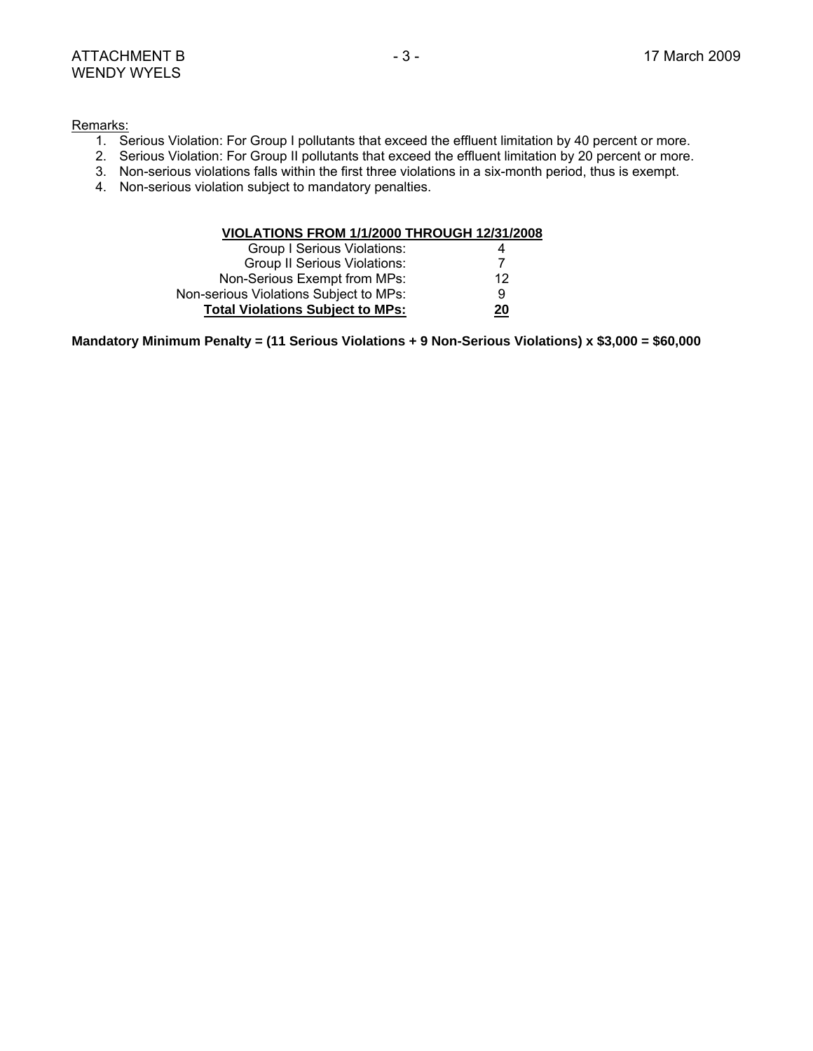Remarks:

1. Serious Violation: For Group I pollutants that exceed the effluent limitation by 40 percent or more.
2. Serious Violation: For Group II pollutants that exceed the effluent limitation by 20 percent or more.
3. Non-serious violations falls within the first three violations in a six-month period, thus is exempt.
4. Non-serious violation subject to mandatory penalties.

**VIOLATIONS FROM 1/1/2000 THROUGH 12/31/2008**

| | |
|---|---|
| Group I Serious Violations: | 4 |
| Group II Serious Violations: | 7 |
| Non-Serious Exempt from MPs: | 12 |
| Non-serious Violations Subject to MPs: | 9 |
| **Total Violations Subject to MPs:** | **20** |

**Mandatory Minimum Penalty = (11 Serious Violations + 9 Non-Serious Violations) x $3,000 = $60,000**